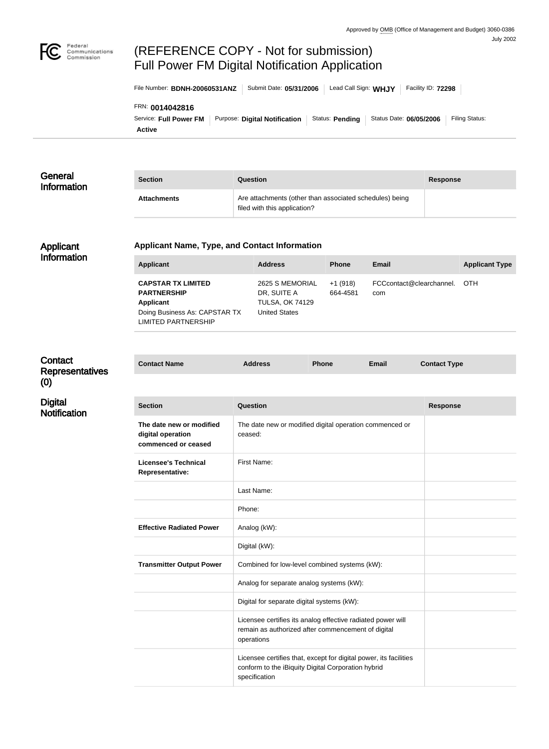Approved by OMB (Office of Management and Budget) 3060-0386
July 2002

# (REFERENCE COPY - Not for submission) Full Power FM Digital Notification Application

File Number: **BDNH-20060531ANZ** | Submit Date: **05/31/2006** | Lead Call Sign: **WHJY** | Facility ID: **72298**

FRN: **0014042816**

Service: **Full Power FM** | Purpose: **Digital Notification** | Status: **Pending** | Status Date: **06/05/2006** | Filing Status: **Active**

## General Information

| Section | Question | Response |
| --- | --- | --- |
| **Attachments** | Are attachments (other than associated schedules) being filed with this application? | |

## Applicant Information

### Applicant Name, Type, and Contact Information

| Applicant | Address | Phone | Email | Applicant Type |
| --- | --- | --- | --- | --- |
| **CAPSTAR TX LIMITED PARTNERSHIP** **Applicant** Doing Business As: CAPSTAR TX LIMITED PARTNERSHIP | 2625 S MEMORIAL DR, SUITE A TULSA, OK 74129 United States | +1 (918) 664-4581 | FCCcontact@clearchannel.com | OTH |

## Contact Representatives (0)

| Contact Name | Address | Phone | Email | Contact Type |
| --- | --- | --- | --- | --- |

## Digital Notification

| Section | Question | Response |
| --- | --- | --- |
| **The date new or modified digital operation commenced or ceased** | The date new or modified digital operation commenced or ceased: | |
| **Licensee's Technical Representative:** | First Name: | |
| | Last Name: | |
| | Phone: | |
| **Effective Radiated Power** | Analog (kW): | |
| | Digital (kW): | |
| **Transmitter Output Power** | Combined for low-level combined systems (kW): | |
| | Analog for separate analog systems (kW): | |
| | Digital for separate digital systems (kW): | |
| | Licensee certifies its analog effective radiated power will remain as authorized after commencement of digital operations | |
| | Licensee certifies that, except for digital power, its facilities conform to the iBiquity Digital Corporation hybrid specification | |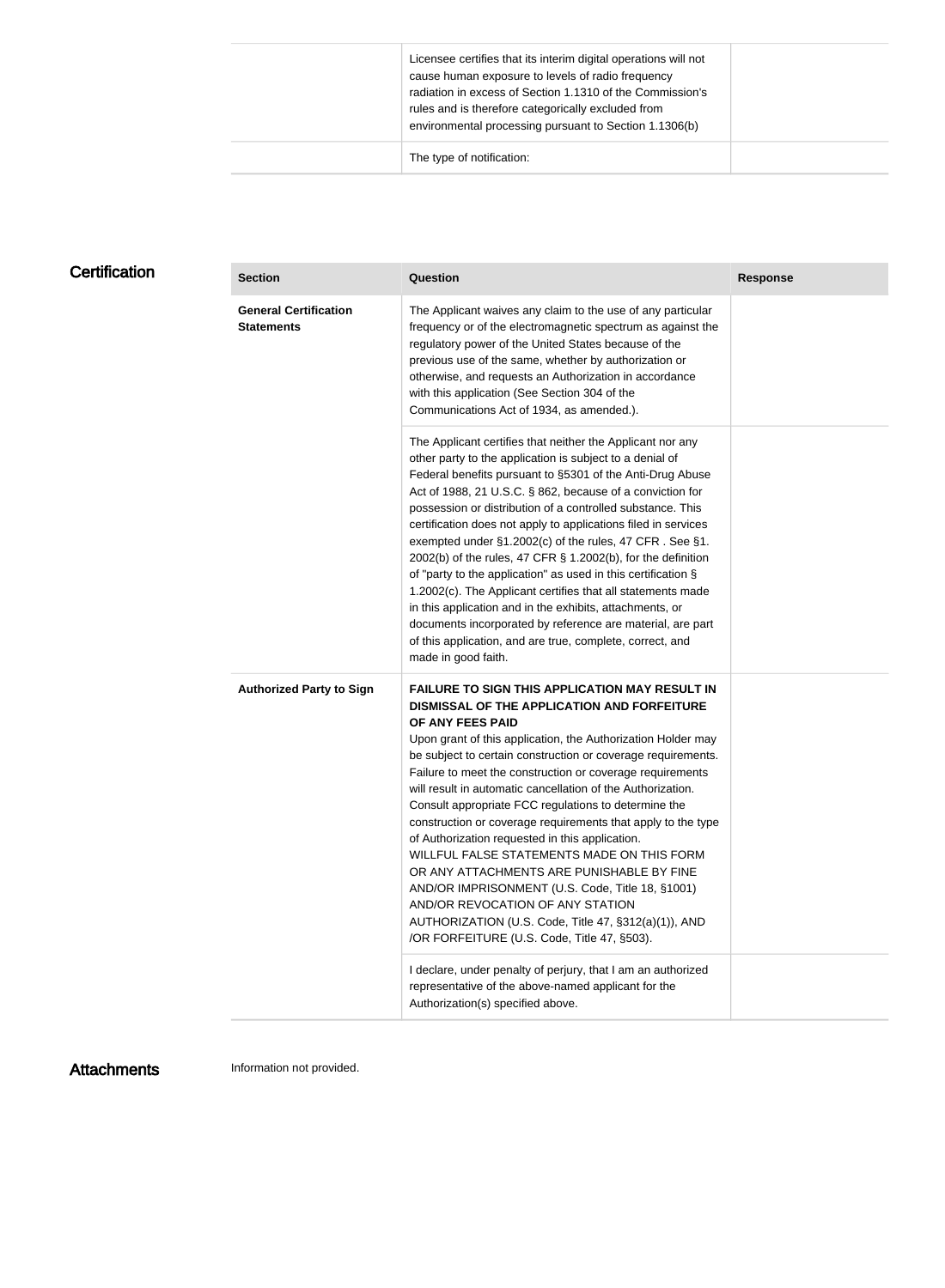| | | |
|---|---|---|
| | Licensee certifies that its interim digital operations will not cause human exposure to levels of radio frequency radiation in excess of Section 1.1310 of the Commission's rules and is therefore categorically excluded from environmental processing pursuant to Section 1.1306(b) | |
| | The type of notification: | |

## Certification

| Section | Question | Response |
|---|---|---|
| **General Certification Statements** | The Applicant waives any claim to the use of any particular frequency or of the electromagnetic spectrum as against the regulatory power of the United States because of the previous use of the same, whether by authorization or otherwise, and requests an Authorization in accordance with this application (See Section 304 of the Communications Act of 1934, as amended.). | |
| | The Applicant certifies that neither the Applicant nor any other party to the application is subject to a denial of Federal benefits pursuant to §5301 of the Anti-Drug Abuse Act of 1988, 21 U.S.C. § 862, because of a conviction for possession or distribution of a controlled substance. This certification does not apply to applications filed in services exempted under §1.2002(c) of the rules, 47 CFR . See §1. 2002(b) of the rules, 47 CFR § 1.2002(b), for the definition of "party to the application" as used in this certification § 1.2002(c). The Applicant certifies that all statements made in this application and in the exhibits, attachments, or documents incorporated by reference are material, are part of this application, and are true, complete, correct, and made in good faith. | |
| **Authorized Party to Sign** | **FAILURE TO SIGN THIS APPLICATION MAY RESULT IN DISMISSAL OF THE APPLICATION AND FORFEITURE OF ANY FEES PAID** Upon grant of this application, the Authorization Holder may be subject to certain construction or coverage requirements. Failure to meet the construction or coverage requirements will result in automatic cancellation of the Authorization. Consult appropriate FCC regulations to determine the construction or coverage requirements that apply to the type of Authorization requested in this application. WILLFUL FALSE STATEMENTS MADE ON THIS FORM OR ANY ATTACHMENTS ARE PUNISHABLE BY FINE AND/OR IMPRISONMENT (U.S. Code, Title 18, §1001) AND/OR REVOCATION OF ANY STATION AUTHORIZATION (U.S. Code, Title 47, §312(a)(1)), AND /OR FORFEITURE (U.S. Code, Title 47, §503). | |
| | I declare, under penalty of perjury, that I am an authorized representative of the above-named applicant for the Authorization(s) specified above. | |

## Attachments

Information not provided.